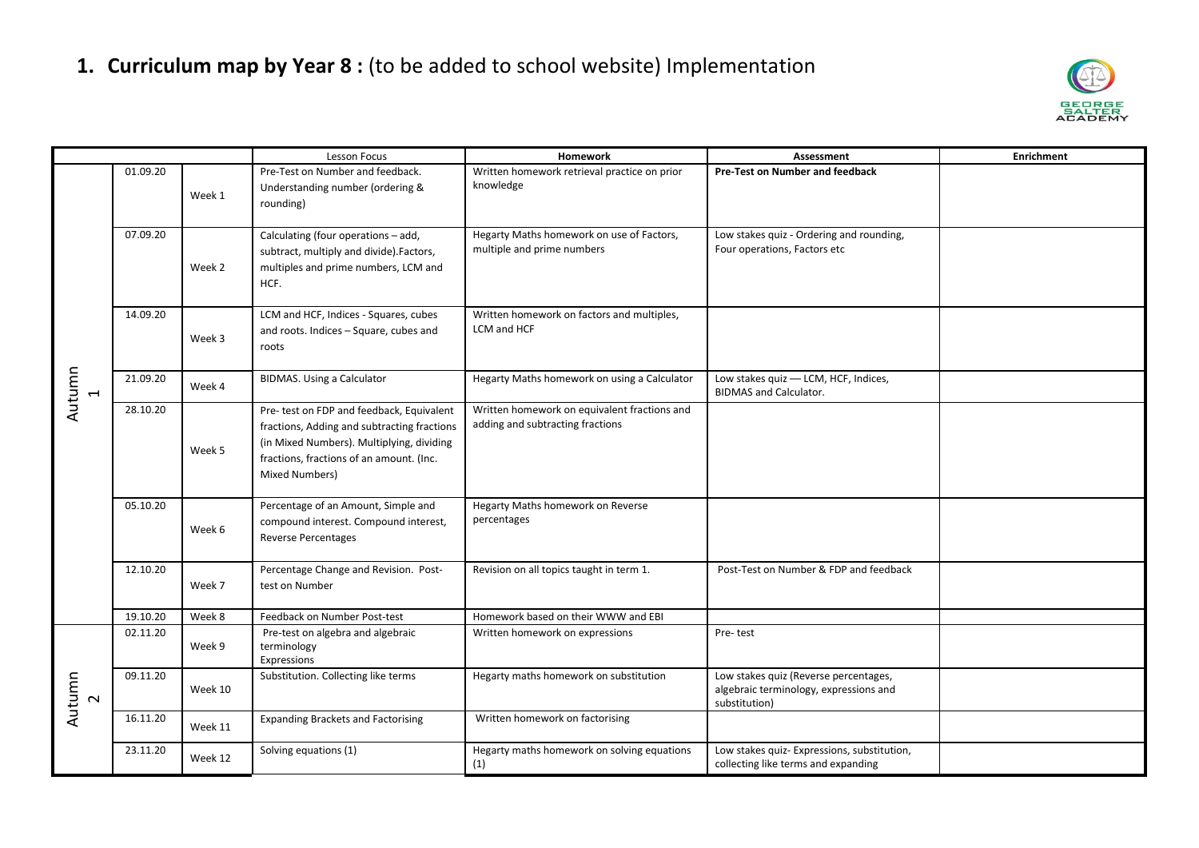# 1. **Curriculum map by Year 8 :** (to be added to school website) Implementation

| | | | Lesson Focus | **Homework** | **Assessment** | **Enrichment** |
|---|---|---|---|---|---|---|
| Autumn 1 | 01.09.20 | Week 1 | Pre-Test on Number and feedback. Understanding number (ordering & rounding) | Written homework retrieval practice on prior knowledge | **Pre-Test on Number and feedback** | |
| | 07.09.20 | Week 2 | Calculating (four operations – add, subtract, multiply and divide).Factors, multiples and prime numbers, LCM and HCF. | Hegarty Maths homework on use of Factors, multiple and prime numbers | Low stakes quiz - Ordering and rounding, Four operations, Factors etc | |
| | 14.09.20 | Week 3 | LCM and HCF, Indices - Squares, cubes and roots. Indices – Square, cubes and roots | Written homework on factors and multiples, LCM and HCF | | |
| | 21.09.20 | Week 4 | BIDMAS. Using a Calculator | Hegarty Maths homework on using a Calculator | Low stakes quiz — LCM, HCF, Indices, BIDMAS and Calculator. | |
| | 28.10.20 | Week 5 | Pre- test on FDP and feedback, Equivalent fractions, Adding and subtracting fractions (in Mixed Numbers). Multiplying, dividing fractions, fractions of an amount. (Inc. Mixed Numbers) | Written homework on equivalent fractions and adding and subtracting fractions | | |
| | 05.10.20 | Week 6 | Percentage of an Amount, Simple and compound interest. Compound interest, Reverse Percentages | Hegarty Maths homework on Reverse percentages | | |
| | 12.10.20 | Week 7 | Percentage Change and Revision. Post-test on Number | Revision on all topics taught in term 1. | Post-Test on Number & FDP and feedback | |
| | 19.10.20 | Week 8 | Feedback on Number Post-test | Homework based on their WWW and EBI | | |
| Autumn 2 | 02.11.20 | Week 9 | Pre-test on algebra and algebraic terminology Expressions | Written homework on expressions | Pre- test | |
| | 09.11.20 | Week 10 | Substitution. Collecting like terms | Hegarty maths homework on substitution | Low stakes quiz (Reverse percentages, algebraic terminology, expressions and substitution) | |
| | 16.11.20 | Week 11 | Expanding Brackets and Factorising | Written homework on factorising | | |
| | 23.11.20 | Week 12 | Solving equations (1) | Hegarty maths homework on solving equations (1) | Low stakes quiz- Expressions, substitution, collecting like terms and expanding | |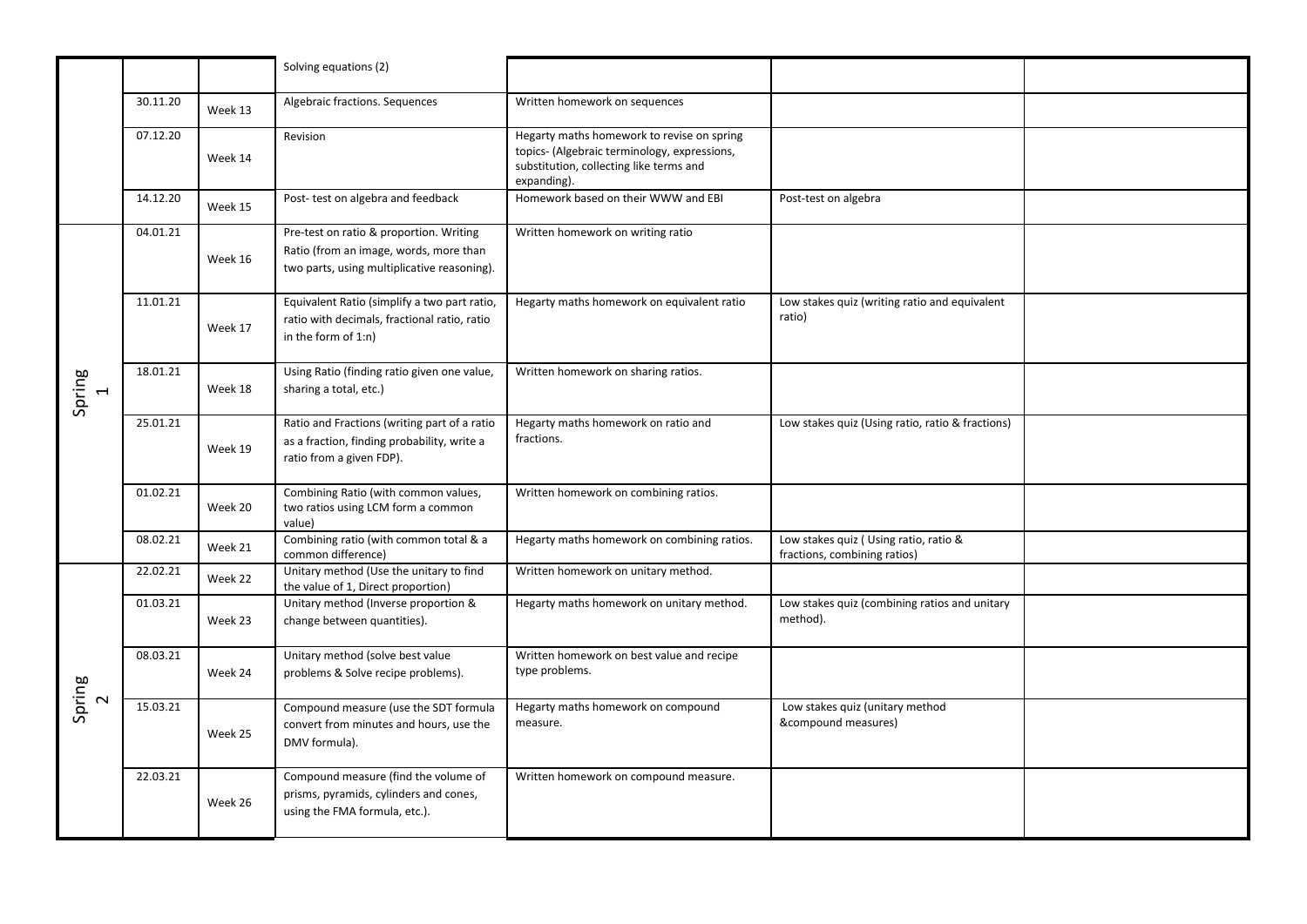| | | | | | | |
|---|---|---|---|---|---|---|
| | | | Solving equations (2) | | | |
| | 30.11.20 | Week 13 | Algebraic fractions. Sequences | Written homework on sequences | | |
| | 07.12.20 | Week 14 | Revision | Hegarty maths homework to revise on spring topics- (Algebraic terminology, expressions, substitution, collecting like terms and expanding). | | |
| | 14.12.20 | Week 15 | Post- test on algebra and feedback | Homework based on their WWW and EBI | Post-test on algebra | |
| Spring 1 | 04.01.21 | Week 16 | Pre-test on ratio & proportion. Writing Ratio (from an image, words, more than two parts, using multiplicative reasoning). | Written homework on writing ratio | | |
| | 11.01.21 | Week 17 | Equivalent Ratio (simplify a two part ratio, ratio with decimals, fractional ratio, ratio in the form of 1:n) | Hegarty maths homework on equivalent ratio | Low stakes quiz (writing ratio and equivalent ratio) | |
| | 18.01.21 | Week 18 | Using Ratio (finding ratio given one value, sharing a total, etc.) | Written homework on sharing ratios. | | |
| | 25.01.21 | Week 19 | Ratio and Fractions (writing part of a ratio as a fraction, finding probability, write a ratio from a given FDP). | Hegarty maths homework on ratio and fractions. | Low stakes quiz (Using ratio, ratio & fractions) | |
| | 01.02.21 | Week 20 | Combining Ratio (with common values, two ratios using LCM form a common value) | Written homework on combining ratios. | | |
| | 08.02.21 | Week 21 | Combining ratio (with common total & a common difference) | Hegarty maths homework on combining ratios. | Low stakes quiz ( Using ratio, ratio & fractions, combining ratios) | |
| Spring 2 | 22.02.21 | Week 22 | Unitary method (Use the unitary to find the value of 1, Direct proportion) | Written homework on unitary method. | | |
| | 01.03.21 | Week 23 | Unitary method (Inverse proportion & change between quantities). | Hegarty maths homework on unitary method. | Low stakes quiz (combining ratios and unitary method). | |
| | 08.03.21 | Week 24 | Unitary method (solve best value problems & Solve recipe problems). | Written homework on best value and recipe type problems. | | |
| | 15.03.21 | Week 25 | Compound measure (use the SDT formula convert from minutes and hours, use the DMV formula). | Hegarty maths homework on compound measure. | Low stakes quiz (unitary method &compound measures) | |
| | 22.03.21 | Week 26 | Compound measure (find the volume of prisms, pyramids, cylinders and cones, using the FMA formula, etc.). | Written homework on compound measure. | | |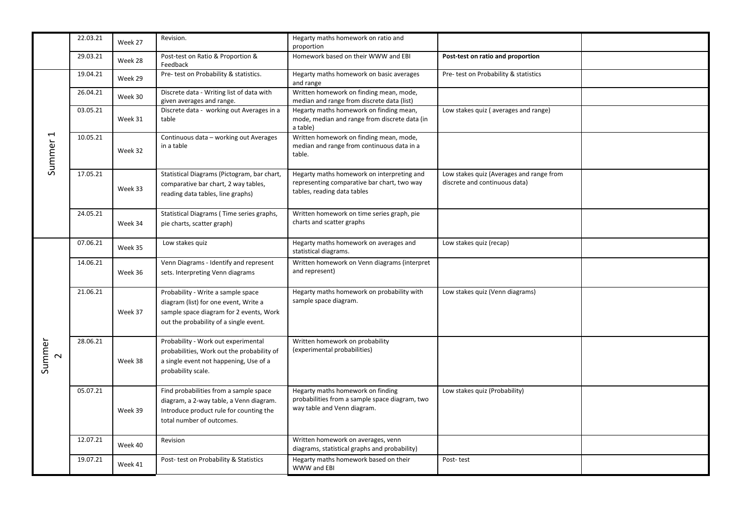| | | | | | | |
|---|---|---|---|---|---|---|
| | 22.03.21 | Week 27 | Revision. | Hegarty maths homework on ratio and proportion | | |
| | 29.03.21 | Week 28 | Post-test on Ratio & Proportion & Feedback | Homework based on their WWW and EBI | **Post-test on ratio and proportion** | |
| Summer 1 | 19.04.21 | Week 29 | Pre- test on Probability & statistics. | Hegarty maths homework on basic averages and range | Pre- test on Probability & statistics | |
| | 26.04.21 | Week 30 | Discrete data - Writing list of data with given averages and range. | Written homework on finding mean, mode, median and range from discrete data (list) | | |
| | 03.05.21 | Week 31 | Discrete data - working out Averages in a table | Hegarty maths homework on finding mean, mode, median and range from discrete data (in a table) | Low stakes quiz ( averages and range) | |
| | 10.05.21 | Week 32 | Continuous data – working out Averages in a table | Written homework on finding mean, mode, median and range from continuous data in a table. | | |
| | 17.05.21 | Week 33 | Statistical Diagrams (Pictogram, bar chart, comparative bar chart, 2 way tables, reading data tables, line graphs) | Hegarty maths homework on interpreting and representing comparative bar chart, two way tables, reading data tables | Low stakes quiz (Averages and range from discrete and continuous data) | |
| | 24.05.21 | Week 34 | Statistical Diagrams ( Time series graphs, pie charts, scatter graph) | Written homework on time series graph, pie charts and scatter graphs | | |
| Summer 2 | 07.06.21 | Week 35 | Low stakes quiz | Hegarty maths homework on averages and statistical diagrams. | Low stakes quiz (recap) | |
| | 14.06.21 | Week 36 | Venn Diagrams - Identify and represent sets. Interpreting Venn diagrams | Written homework on Venn diagrams (interpret and represent) | | |
| | 21.06.21 | Week 37 | Probability - Write a sample space diagram (list) for one event, Write a sample space diagram for 2 events, Work out the probability of a single event. | Hegarty maths homework on probability with sample space diagram. | Low stakes quiz (Venn diagrams) | |
| | 28.06.21 | Week 38 | Probability - Work out experimental probabilities, Work out the probability of a single event not happening, Use of a probability scale. | Written homework on probability (experimental probabilities) | | |
| | 05.07.21 | Week 39 | Find probabilities from a sample space diagram, a 2-way table, a Venn diagram. Introduce product rule for counting the total number of outcomes. | Hegarty maths homework on finding probabilities from a sample space diagram, two way table and Venn diagram. | Low stakes quiz (Probability) | |
| | 12.07.21 | Week 40 | Revision | Written homework on averages, venn diagrams, statistical graphs and probability) | | |
| | 19.07.21 | Week 41 | Post- test on Probability & Statistics | Hegarty maths homework based on their WWW and EBI | Post- test | |